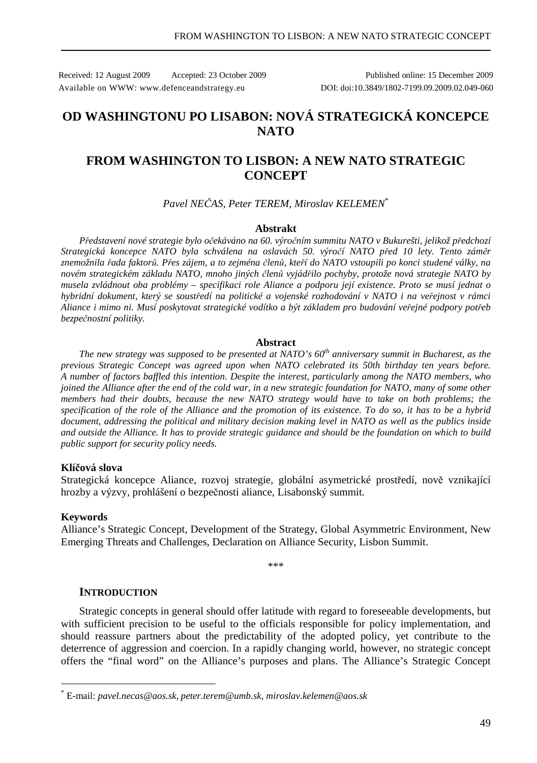Received: 12 August 2009 Accepted: 23 October 2009 Published online: 15 December 2009
Available on WWW: www.defenceandstrategy.eu DOI: doi:10.3849/1802-7199.09.2009.02.049-060

# OD WASHINGTONU PO LISABON: NOVÁ STRATEGICKÁ KONCEPCE NATO

# FROM WASHINGTON TO LISBON: A NEW NATO STRATEGIC CONCEPT

*Pavel NEČAS, Peter TEREM, Miroslav KELEMEN*[*]

### Abstrakt

*Představení nové strategie bylo očekáváno na 60. výročním summitu NATO v Bukurešti, jelikož předchozí Strategická koncepce NATO byla schválena na oslavách 50. výročí NATO před 10 lety. Tento záměr znemožnila řada faktorů. Přes zájem, a to zejména členů, kteří do NATO vstoupili po konci studené války, na novém strategickém základu NATO, mnoho jiných členů vyjádřilo pochyby, protože nová strategie NATO by musela zvládnout oba problémy – specifikaci role Aliance a podporu její existence. Proto se musí jednat o hybridní dokument, který se soustředí na politické a vojenské rozhodování v NATO i na veřejnost v rámci Aliance i mimo ni. Musí poskytovat strategické vodítko a být základem pro budování veřejné podpory potřeb bezpečnostní politiky.*

### Abstract

*The new strategy was supposed to be presented at NATO's 60th anniversary summit in Bucharest, as the previous Strategic Concept was agreed upon when NATO celebrated its 50th birthday ten years before. A number of factors baffled this intention. Despite the interest, particularly among the NATO members, who joined the Alliance after the end of the cold war, in a new strategic foundation for NATO, many of some other members had their doubts, because the new NATO strategy would have to take on both problems; the specification of the role of the Alliance and the promotion of its existence. To do so, it has to be a hybrid document, addressing the political and military decision making level in NATO as well as the publics inside and outside the Alliance. It has to provide strategic guidance and should be the foundation on which to build public support for security policy needs.*

**Klíčová slova**

Strategická koncepce Aliance, rozvoj strategie, globální asymetrické prostředí, nově vznikající hrozby a výzvy, prohlášení o bezpečnosti aliance, Lisabonský summit.

**Keywords**

Alliance's Strategic Concept, Development of the Strategy, Global Asymmetric Environment, New Emerging Threats and Challenges, Declaration on Alliance Security, Lisbon Summit.

\*\*\*

## INTRODUCTION

Strategic concepts in general should offer latitude with regard to foreseeable developments, but with sufficient precision to be useful to the officials responsible for policy implementation, and should reassure partners about the predictability of the adopted policy, yet contribute to the deterrence of aggression and coercion. In a rapidly changing world, however, no strategic concept offers the "final word" on the Alliance's purposes and plans. The Alliance's Strategic Concept

[*] E-mail: *pavel.necas@aos.sk, peter.terem@umb.sk, miroslav.kelemen@aos.sk*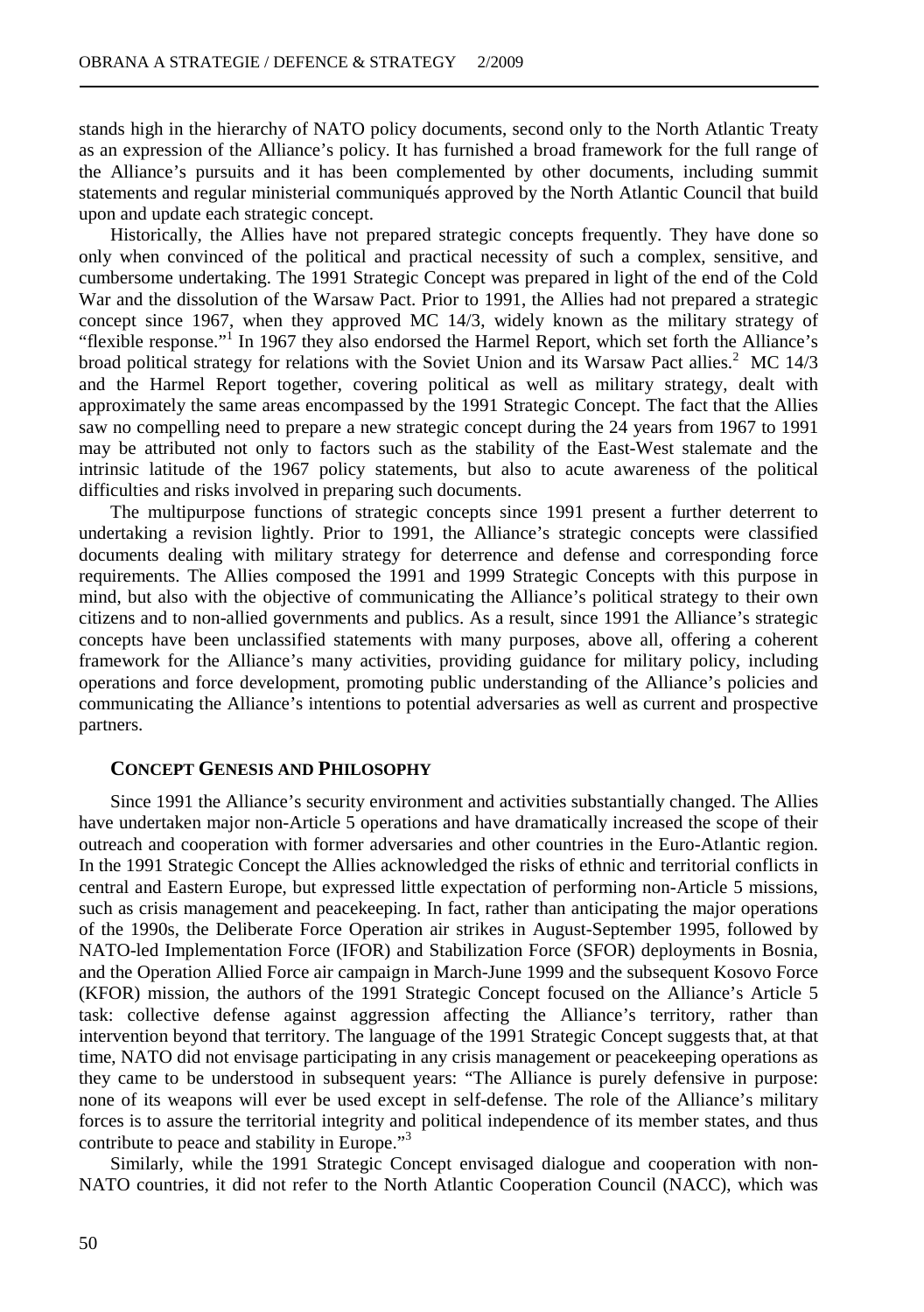stands high in the hierarchy of NATO policy documents, second only to the North Atlantic Treaty as an expression of the Alliance's policy. It has furnished a broad framework for the full range of the Alliance's pursuits and it has been complemented by other documents, including summit statements and regular ministerial communiqués approved by the North Atlantic Council that build upon and update each strategic concept.

Historically, the Allies have not prepared strategic concepts frequently. They have done so only when convinced of the political and practical necessity of such a complex, sensitive, and cumbersome undertaking. The 1991 Strategic Concept was prepared in light of the end of the Cold War and the dissolution of the Warsaw Pact. Prior to 1991, the Allies had not prepared a strategic concept since 1967, when they approved MC 14/3, widely known as the military strategy of "flexible response."[1] In 1967 they also endorsed the Harmel Report, which set forth the Alliance's broad political strategy for relations with the Soviet Union and its Warsaw Pact allies.[2] MC 14/3 and the Harmel Report together, covering political as well as military strategy, dealt with approximately the same areas encompassed by the 1991 Strategic Concept. The fact that the Allies saw no compelling need to prepare a new strategic concept during the 24 years from 1967 to 1991 may be attributed not only to factors such as the stability of the East-West stalemate and the intrinsic latitude of the 1967 policy statements, but also to acute awareness of the political difficulties and risks involved in preparing such documents.

The multipurpose functions of strategic concepts since 1991 present a further deterrent to undertaking a revision lightly. Prior to 1991, the Alliance's strategic concepts were classified documents dealing with military strategy for deterrence and defense and corresponding force requirements. The Allies composed the 1991 and 1999 Strategic Concepts with this purpose in mind, but also with the objective of communicating the Alliance's political strategy to their own citizens and to non-allied governments and publics. As a result, since 1991 the Alliance's strategic concepts have been unclassified statements with many purposes, above all, offering a coherent framework for the Alliance's many activities, providing guidance for military policy, including operations and force development, promoting public understanding of the Alliance's policies and communicating the Alliance's intentions to potential adversaries as well as current and prospective partners.

## CONCEPT GENESIS AND PHILOSOPHY

Since 1991 the Alliance's security environment and activities substantially changed. The Allies have undertaken major non-Article 5 operations and have dramatically increased the scope of their outreach and cooperation with former adversaries and other countries in the Euro-Atlantic region. In the 1991 Strategic Concept the Allies acknowledged the risks of ethnic and territorial conflicts in central and Eastern Europe, but expressed little expectation of performing non-Article 5 missions, such as crisis management and peacekeeping. In fact, rather than anticipating the major operations of the 1990s, the Deliberate Force Operation air strikes in August-September 1995, followed by NATO-led Implementation Force (IFOR) and Stabilization Force (SFOR) deployments in Bosnia, and the Operation Allied Force air campaign in March-June 1999 and the subsequent Kosovo Force (KFOR) mission, the authors of the 1991 Strategic Concept focused on the Alliance's Article 5 task: collective defense against aggression affecting the Alliance's territory, rather than intervention beyond that territory. The language of the 1991 Strategic Concept suggests that, at that time, NATO did not envisage participating in any crisis management or peacekeeping operations as they came to be understood in subsequent years: "The Alliance is purely defensive in purpose: none of its weapons will ever be used except in self-defense. The role of the Alliance's military forces is to assure the territorial integrity and political independence of its member states, and thus contribute to peace and stability in Europe."[3]

Similarly, while the 1991 Strategic Concept envisaged dialogue and cooperation with non-NATO countries, it did not refer to the North Atlantic Cooperation Council (NACC), which was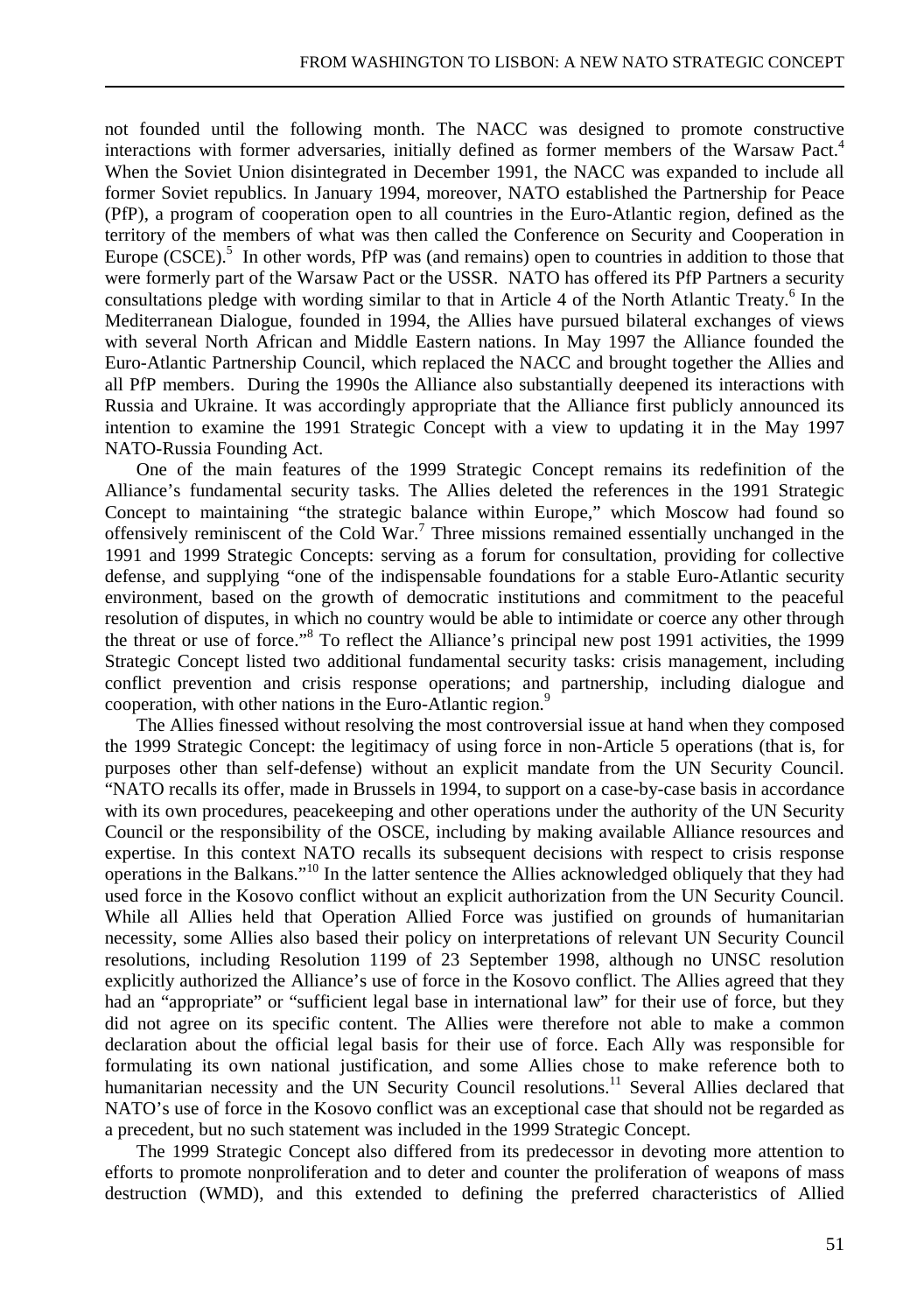not founded until the following month. The NACC was designed to promote constructive interactions with former adversaries, initially defined as former members of the Warsaw Pact.[4] When the Soviet Union disintegrated in December 1991, the NACC was expanded to include all former Soviet republics. In January 1994, moreover, NATO established the Partnership for Peace (PfP), a program of cooperation open to all countries in the Euro-Atlantic region, defined as the territory of the members of what was then called the Conference on Security and Cooperation in Europe (CSCE).[5] In other words, PfP was (and remains) open to countries in addition to those that were formerly part of the Warsaw Pact or the USSR. NATO has offered its PfP Partners a security consultations pledge with wording similar to that in Article 4 of the North Atlantic Treaty.[6] In the Mediterranean Dialogue, founded in 1994, the Allies have pursued bilateral exchanges of views with several North African and Middle Eastern nations. In May 1997 the Alliance founded the Euro-Atlantic Partnership Council, which replaced the NACC and brought together the Allies and all PfP members. During the 1990s the Alliance also substantially deepened its interactions with Russia and Ukraine. It was accordingly appropriate that the Alliance first publicly announced its intention to examine the 1991 Strategic Concept with a view to updating it in the May 1997 NATO-Russia Founding Act.

One of the main features of the 1999 Strategic Concept remains its redefinition of the Alliance's fundamental security tasks. The Allies deleted the references in the 1991 Strategic Concept to maintaining "the strategic balance within Europe," which Moscow had found so offensively reminiscent of the Cold War.[7] Three missions remained essentially unchanged in the 1991 and 1999 Strategic Concepts: serving as a forum for consultation, providing for collective defense, and supplying "one of the indispensable foundations for a stable Euro-Atlantic security environment, based on the growth of democratic institutions and commitment to the peaceful resolution of disputes, in which no country would be able to intimidate or coerce any other through the threat or use of force."[8] To reflect the Alliance's principal new post 1991 activities, the 1999 Strategic Concept listed two additional fundamental security tasks: crisis management, including conflict prevention and crisis response operations; and partnership, including dialogue and cooperation, with other nations in the Euro-Atlantic region.[9]

The Allies finessed without resolving the most controversial issue at hand when they composed the 1999 Strategic Concept: the legitimacy of using force in non-Article 5 operations (that is, for purposes other than self-defense) without an explicit mandate from the UN Security Council. "NATO recalls its offer, made in Brussels in 1994, to support on a case-by-case basis in accordance with its own procedures, peacekeeping and other operations under the authority of the UN Security Council or the responsibility of the OSCE, including by making available Alliance resources and expertise. In this context NATO recalls its subsequent decisions with respect to crisis response operations in the Balkans."[10] In the latter sentence the Allies acknowledged obliquely that they had used force in the Kosovo conflict without an explicit authorization from the UN Security Council. While all Allies held that Operation Allied Force was justified on grounds of humanitarian necessity, some Allies also based their policy on interpretations of relevant UN Security Council resolutions, including Resolution 1199 of 23 September 1998, although no UNSC resolution explicitly authorized the Alliance's use of force in the Kosovo conflict. The Allies agreed that they had an "appropriate" or "sufficient legal base in international law" for their use of force, but they did not agree on its specific content. The Allies were therefore not able to make a common declaration about the official legal basis for their use of force. Each Ally was responsible for formulating its own national justification, and some Allies chose to make reference both to humanitarian necessity and the UN Security Council resolutions.[11] Several Allies declared that NATO's use of force in the Kosovo conflict was an exceptional case that should not be regarded as a precedent, but no such statement was included in the 1999 Strategic Concept.

The 1999 Strategic Concept also differed from its predecessor in devoting more attention to efforts to promote nonproliferation and to deter and counter the proliferation of weapons of mass destruction (WMD), and this extended to defining the preferred characteristics of Allied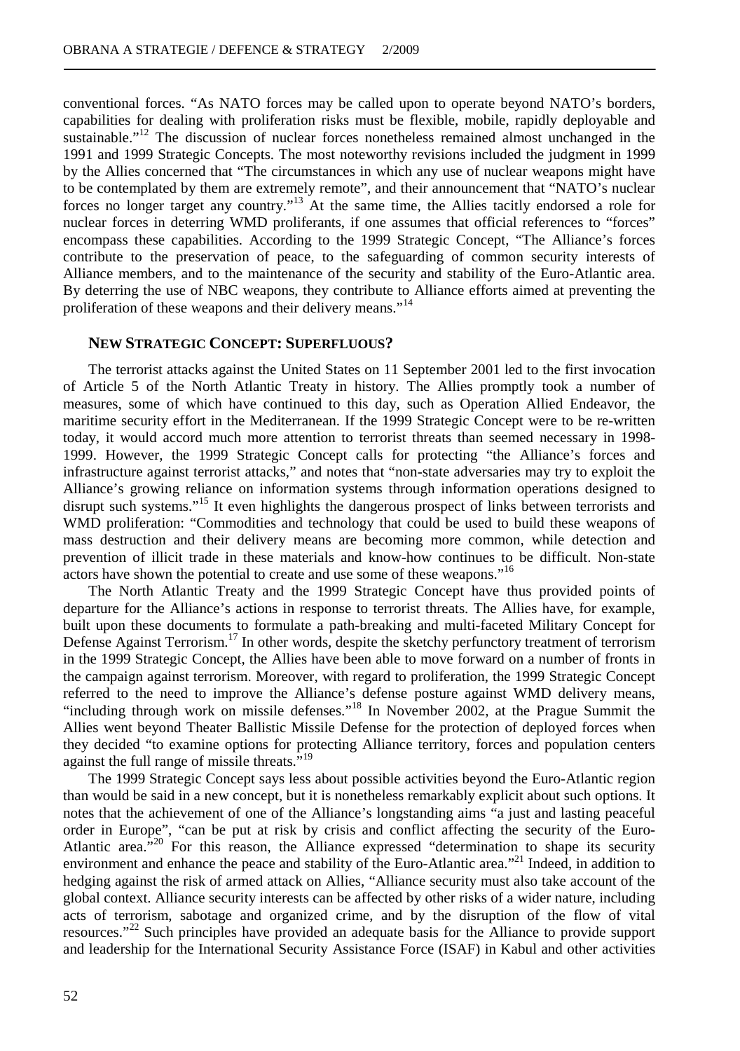conventional forces. "As NATO forces may be called upon to operate beyond NATO's borders, capabilities for dealing with proliferation risks must be flexible, mobile, rapidly deployable and sustainable."[12] The discussion of nuclear forces nonetheless remained almost unchanged in the 1991 and 1999 Strategic Concepts. The most noteworthy revisions included the judgment in 1999 by the Allies concerned that "The circumstances in which any use of nuclear weapons might have to be contemplated by them are extremely remote", and their announcement that "NATO's nuclear forces no longer target any country."[13] At the same time, the Allies tacitly endorsed a role for nuclear forces in deterring WMD proliferants, if one assumes that official references to "forces" encompass these capabilities. According to the 1999 Strategic Concept, "The Alliance's forces contribute to the preservation of peace, to the safeguarding of common security interests of Alliance members, and to the maintenance of the security and stability of the Euro-Atlantic area. By deterring the use of NBC weapons, they contribute to Alliance efforts aimed at preventing the proliferation of these weapons and their delivery means."[14]

## NEW STRATEGIC CONCEPT: SUPERFLUOUS?

The terrorist attacks against the United States on 11 September 2001 led to the first invocation of Article 5 of the North Atlantic Treaty in history. The Allies promptly took a number of measures, some of which have continued to this day, such as Operation Allied Endeavor, the maritime security effort in the Mediterranean. If the 1999 Strategic Concept were to be re-written today, it would accord much more attention to terrorist threats than seemed necessary in 1998-1999. However, the 1999 Strategic Concept calls for protecting "the Alliance's forces and infrastructure against terrorist attacks," and notes that "non-state adversaries may try to exploit the Alliance's growing reliance on information systems through information operations designed to disrupt such systems."[15] It even highlights the dangerous prospect of links between terrorists and WMD proliferation: "Commodities and technology that could be used to build these weapons of mass destruction and their delivery means are becoming more common, while detection and prevention of illicit trade in these materials and know-how continues to be difficult. Non-state actors have shown the potential to create and use some of these weapons."[16]

The North Atlantic Treaty and the 1999 Strategic Concept have thus provided points of departure for the Alliance's actions in response to terrorist threats. The Allies have, for example, built upon these documents to formulate a path-breaking and multi-faceted Military Concept for Defense Against Terrorism.[17] In other words, despite the sketchy perfunctory treatment of terrorism in the 1999 Strategic Concept, the Allies have been able to move forward on a number of fronts in the campaign against terrorism. Moreover, with regard to proliferation, the 1999 Strategic Concept referred to the need to improve the Alliance's defense posture against WMD delivery means, "including through work on missile defenses."[18] In November 2002, at the Prague Summit the Allies went beyond Theater Ballistic Missile Defense for the protection of deployed forces when they decided "to examine options for protecting Alliance territory, forces and population centers against the full range of missile threats."[19]

The 1999 Strategic Concept says less about possible activities beyond the Euro-Atlantic region than would be said in a new concept, but it is nonetheless remarkably explicit about such options. It notes that the achievement of one of the Alliance's longstanding aims "a just and lasting peaceful order in Europe", "can be put at risk by crisis and conflict affecting the security of the Euro-Atlantic area."[20] For this reason, the Alliance expressed "determination to shape its security environment and enhance the peace and stability of the Euro-Atlantic area."[21] Indeed, in addition to hedging against the risk of armed attack on Allies, "Alliance security must also take account of the global context. Alliance security interests can be affected by other risks of a wider nature, including acts of terrorism, sabotage and organized crime, and by the disruption of the flow of vital resources."[22] Such principles have provided an adequate basis for the Alliance to provide support and leadership for the International Security Assistance Force (ISAF) in Kabul and other activities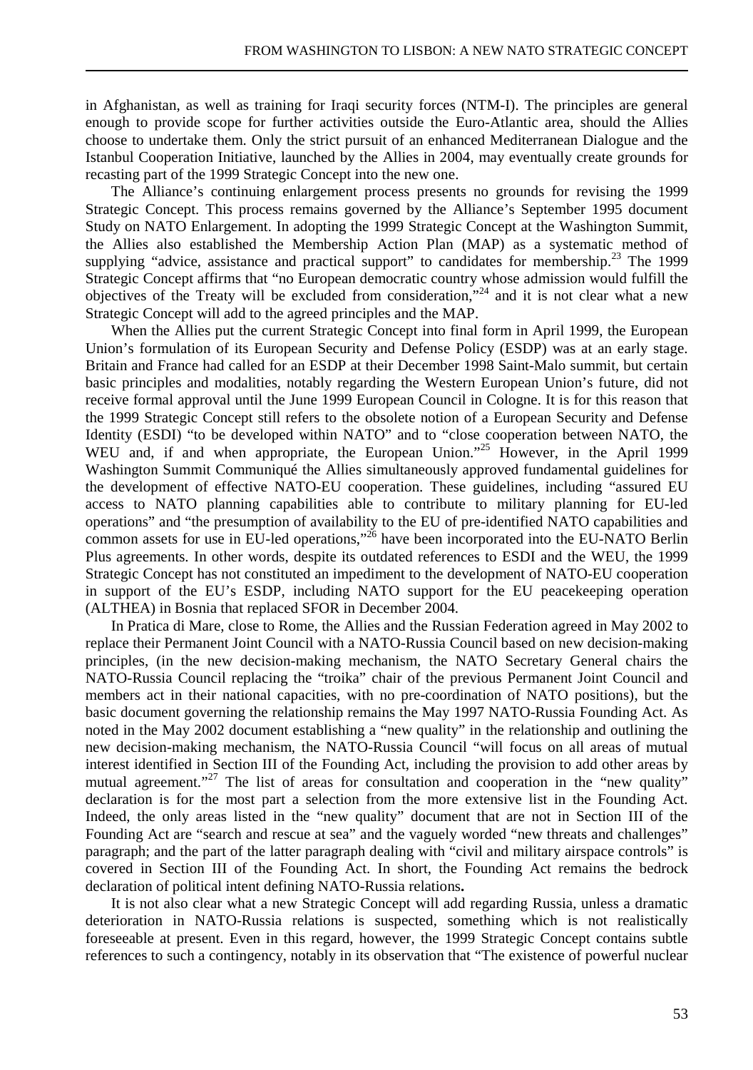in Afghanistan, as well as training for Iraqi security forces (NTM-I). The principles are general enough to provide scope for further activities outside the Euro-Atlantic area, should the Allies choose to undertake them. Only the strict pursuit of an enhanced Mediterranean Dialogue and the Istanbul Cooperation Initiative, launched by the Allies in 2004, may eventually create grounds for recasting part of the 1999 Strategic Concept into the new one.

The Alliance's continuing enlargement process presents no grounds for revising the 1999 Strategic Concept. This process remains governed by the Alliance's September 1995 document Study on NATO Enlargement. In adopting the 1999 Strategic Concept at the Washington Summit, the Allies also established the Membership Action Plan (MAP) as a systematic method of supplying "advice, assistance and practical support" to candidates for membership.[23] The 1999 Strategic Concept affirms that "no European democratic country whose admission would fulfill the objectives of the Treaty will be excluded from consideration,"[24] and it is not clear what a new Strategic Concept will add to the agreed principles and the MAP.

When the Allies put the current Strategic Concept into final form in April 1999, the European Union's formulation of its European Security and Defense Policy (ESDP) was at an early stage. Britain and France had called for an ESDP at their December 1998 Saint-Malo summit, but certain basic principles and modalities, notably regarding the Western European Union's future, did not receive formal approval until the June 1999 European Council in Cologne. It is for this reason that the 1999 Strategic Concept still refers to the obsolete notion of a European Security and Defense Identity (ESDI) "to be developed within NATO" and to "close cooperation between NATO, the WEU and, if and when appropriate, the European Union."[25] However, in the April 1999 Washington Summit Communiqué the Allies simultaneously approved fundamental guidelines for the development of effective NATO-EU cooperation. These guidelines, including "assured EU access to NATO planning capabilities able to contribute to military planning for EU-led operations" and "the presumption of availability to the EU of pre-identified NATO capabilities and common assets for use in EU-led operations,"[26] have been incorporated into the EU-NATO Berlin Plus agreements. In other words, despite its outdated references to ESDI and the WEU, the 1999 Strategic Concept has not constituted an impediment to the development of NATO-EU cooperation in support of the EU's ESDP, including NATO support for the EU peacekeeping operation (ALTHEA) in Bosnia that replaced SFOR in December 2004.

In Pratica di Mare, close to Rome, the Allies and the Russian Federation agreed in May 2002 to replace their Permanent Joint Council with a NATO-Russia Council based on new decision-making principles, (in the new decision-making mechanism, the NATO Secretary General chairs the NATO-Russia Council replacing the "troika" chair of the previous Permanent Joint Council and members act in their national capacities, with no pre-coordination of NATO positions), but the basic document governing the relationship remains the May 1997 NATO-Russia Founding Act. As noted in the May 2002 document establishing a "new quality" in the relationship and outlining the new decision-making mechanism, the NATO-Russia Council "will focus on all areas of mutual interest identified in Section III of the Founding Act, including the provision to add other areas by mutual agreement."[27] The list of areas for consultation and cooperation in the "new quality" declaration is for the most part a selection from the more extensive list in the Founding Act. Indeed, the only areas listed in the "new quality" document that are not in Section III of the Founding Act are "search and rescue at sea" and the vaguely worded "new threats and challenges" paragraph; and the part of the latter paragraph dealing with "civil and military airspace controls" is covered in Section III of the Founding Act. In short, the Founding Act remains the bedrock declaration of political intent defining NATO-Russia relations**.**

It is not also clear what a new Strategic Concept will add regarding Russia, unless a dramatic deterioration in NATO-Russia relations is suspected, something which is not realistically foreseeable at present. Even in this regard, however, the 1999 Strategic Concept contains subtle references to such a contingency, notably in its observation that "The existence of powerful nuclear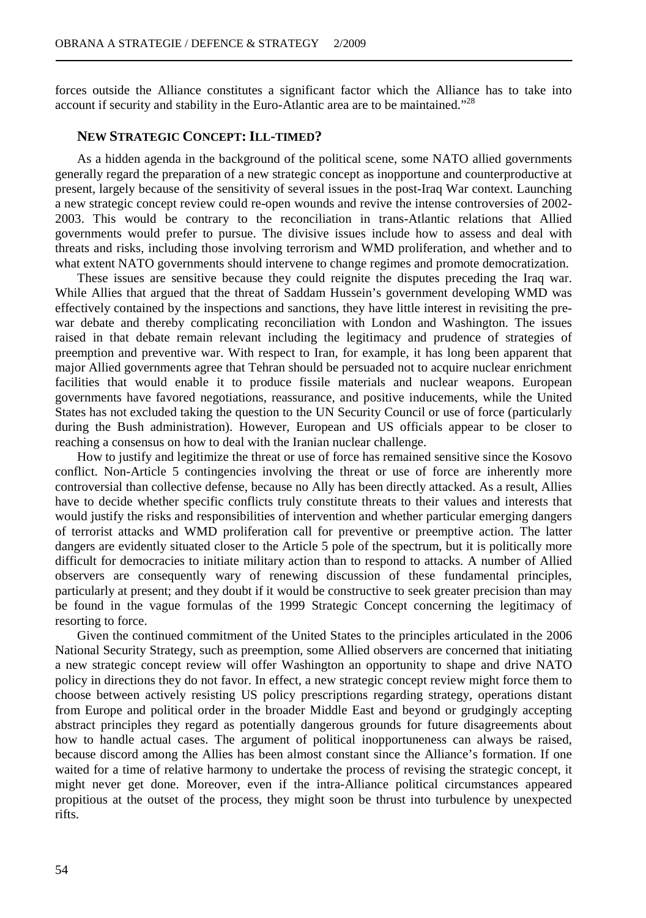forces outside the Alliance constitutes a significant factor which the Alliance has to take into account if security and stability in the Euro-Atlantic area are to be maintained."[28]

## NEW STRATEGIC CONCEPT: ILL-TIMED?

As a hidden agenda in the background of the political scene, some NATO allied governments generally regard the preparation of a new strategic concept as inopportune and counterproductive at present, largely because of the sensitivity of several issues in the post-Iraq War context. Launching a new strategic concept review could re-open wounds and revive the intense controversies of 2002-2003. This would be contrary to the reconciliation in trans-Atlantic relations that Allied governments would prefer to pursue. The divisive issues include how to assess and deal with threats and risks, including those involving terrorism and WMD proliferation, and whether and to what extent NATO governments should intervene to change regimes and promote democratization.

These issues are sensitive because they could reignite the disputes preceding the Iraq war. While Allies that argued that the threat of Saddam Hussein's government developing WMD was effectively contained by the inspections and sanctions, they have little interest in revisiting the pre-war debate and thereby complicating reconciliation with London and Washington. The issues raised in that debate remain relevant including the legitimacy and prudence of strategies of preemption and preventive war. With respect to Iran, for example, it has long been apparent that major Allied governments agree that Tehran should be persuaded not to acquire nuclear enrichment facilities that would enable it to produce fissile materials and nuclear weapons. European governments have favored negotiations, reassurance, and positive inducements, while the United States has not excluded taking the question to the UN Security Council or use of force (particularly during the Bush administration). However, European and US officials appear to be closer to reaching a consensus on how to deal with the Iranian nuclear challenge.

How to justify and legitimize the threat or use of force has remained sensitive since the Kosovo conflict. Non-Article 5 contingencies involving the threat or use of force are inherently more controversial than collective defense, because no Ally has been directly attacked. As a result, Allies have to decide whether specific conflicts truly constitute threats to their values and interests that would justify the risks and responsibilities of intervention and whether particular emerging dangers of terrorist attacks and WMD proliferation call for preventive or preemptive action. The latter dangers are evidently situated closer to the Article 5 pole of the spectrum, but it is politically more difficult for democracies to initiate military action than to respond to attacks. A number of Allied observers are consequently wary of renewing discussion of these fundamental principles, particularly at present; and they doubt if it would be constructive to seek greater precision than may be found in the vague formulas of the 1999 Strategic Concept concerning the legitimacy of resorting to force.

Given the continued commitment of the United States to the principles articulated in the 2006 National Security Strategy, such as preemption, some Allied observers are concerned that initiating a new strategic concept review will offer Washington an opportunity to shape and drive NATO policy in directions they do not favor. In effect, a new strategic concept review might force them to choose between actively resisting US policy prescriptions regarding strategy, operations distant from Europe and political order in the broader Middle East and beyond or grudgingly accepting abstract principles they regard as potentially dangerous grounds for future disagreements about how to handle actual cases. The argument of political inopportuneness can always be raised, because discord among the Allies has been almost constant since the Alliance's formation. If one waited for a time of relative harmony to undertake the process of revising the strategic concept, it might never get done. Moreover, even if the intra-Alliance political circumstances appeared propitious at the outset of the process, they might soon be thrust into turbulence by unexpected rifts.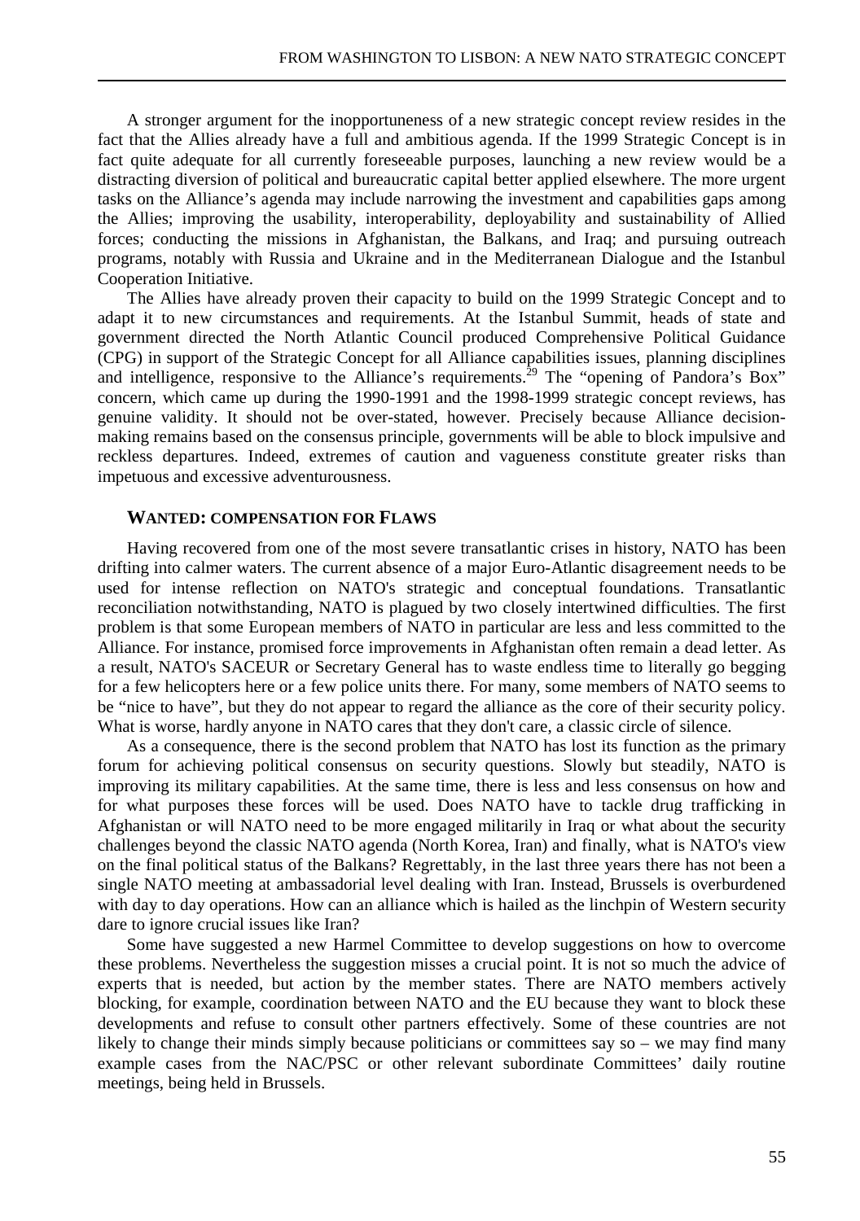A stronger argument for the inopportuneness of a new strategic concept review resides in the fact that the Allies already have a full and ambitious agenda. If the 1999 Strategic Concept is in fact quite adequate for all currently foreseeable purposes, launching a new review would be a distracting diversion of political and bureaucratic capital better applied elsewhere. The more urgent tasks on the Alliance's agenda may include narrowing the investment and capabilities gaps among the Allies; improving the usability, interoperability, deployability and sustainability of Allied forces; conducting the missions in Afghanistan, the Balkans, and Iraq; and pursuing outreach programs, notably with Russia and Ukraine and in the Mediterranean Dialogue and the Istanbul Cooperation Initiative.

The Allies have already proven their capacity to build on the 1999 Strategic Concept and to adapt it to new circumstances and requirements. At the Istanbul Summit, heads of state and government directed the North Atlantic Council produced Comprehensive Political Guidance (CPG) in support of the Strategic Concept for all Alliance capabilities issues, planning disciplines and intelligence, responsive to the Alliance's requirements.[29] The "opening of Pandora's Box" concern, which came up during the 1990-1991 and the 1998-1999 strategic concept reviews, has genuine validity. It should not be over-stated, however. Precisely because Alliance decision-making remains based on the consensus principle, governments will be able to block impulsive and reckless departures. Indeed, extremes of caution and vagueness constitute greater risks than impetuous and excessive adventurousness.

## WANTED: COMPENSATION FOR FLAWS

Having recovered from one of the most severe transatlantic crises in history, NATO has been drifting into calmer waters. The current absence of a major Euro-Atlantic disagreement needs to be used for intense reflection on NATO's strategic and conceptual foundations. Transatlantic reconciliation notwithstanding, NATO is plagued by two closely intertwined difficulties. The first problem is that some European members of NATO in particular are less and less committed to the Alliance. For instance, promised force improvements in Afghanistan often remain a dead letter. As a result, NATO's SACEUR or Secretary General has to waste endless time to literally go begging for a few helicopters here or a few police units there. For many, some members of NATO seems to be "nice to have", but they do not appear to regard the alliance as the core of their security policy. What is worse, hardly anyone in NATO cares that they don't care, a classic circle of silence.

As a consequence, there is the second problem that NATO has lost its function as the primary forum for achieving political consensus on security questions. Slowly but steadily, NATO is improving its military capabilities. At the same time, there is less and less consensus on how and for what purposes these forces will be used. Does NATO have to tackle drug trafficking in Afghanistan or will NATO need to be more engaged militarily in Iraq or what about the security challenges beyond the classic NATO agenda (North Korea, Iran) and finally, what is NATO's view on the final political status of the Balkans? Regrettably, in the last three years there has not been a single NATO meeting at ambassadorial level dealing with Iran. Instead, Brussels is overburdened with day to day operations. How can an alliance which is hailed as the linchpin of Western security dare to ignore crucial issues like Iran?

Some have suggested a new Harmel Committee to develop suggestions on how to overcome these problems. Nevertheless the suggestion misses a crucial point. It is not so much the advice of experts that is needed, but action by the member states. There are NATO members actively blocking, for example, coordination between NATO and the EU because they want to block these developments and refuse to consult other partners effectively. Some of these countries are not likely to change their minds simply because politicians or committees say so – we may find many example cases from the NAC/PSC or other relevant subordinate Committees' daily routine meetings, being held in Brussels.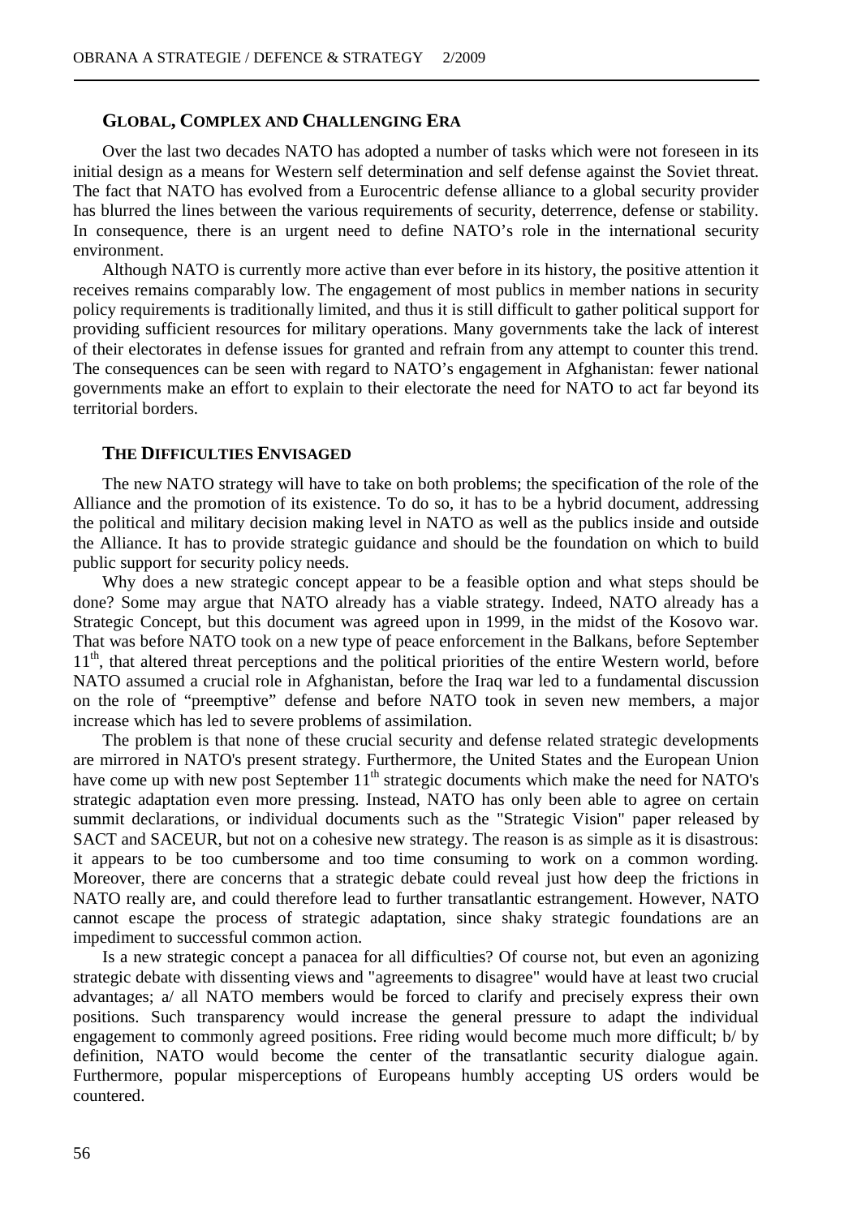### GLOBAL, COMPLEX AND CHALLENGING ERA

Over the last two decades NATO has adopted a number of tasks which were not foreseen in its initial design as a means for Western self determination and self defense against the Soviet threat. The fact that NATO has evolved from a Eurocentric defense alliance to a global security provider has blurred the lines between the various requirements of security, deterrence, defense or stability. In consequence, there is an urgent need to define NATO's role in the international security environment.

Although NATO is currently more active than ever before in its history, the positive attention it receives remains comparably low. The engagement of most publics in member nations in security policy requirements is traditionally limited, and thus it is still difficult to gather political support for providing sufficient resources for military operations. Many governments take the lack of interest of their electorates in defense issues for granted and refrain from any attempt to counter this trend. The consequences can be seen with regard to NATO's engagement in Afghanistan: fewer national governments make an effort to explain to their electorate the need for NATO to act far beyond its territorial borders.

### THE DIFFICULTIES ENVISAGED

The new NATO strategy will have to take on both problems; the specification of the role of the Alliance and the promotion of its existence. To do so, it has to be a hybrid document, addressing the political and military decision making level in NATO as well as the publics inside and outside the Alliance. It has to provide strategic guidance and should be the foundation on which to build public support for security policy needs.

Why does a new strategic concept appear to be a feasible option and what steps should be done? Some may argue that NATO already has a viable strategy. Indeed, NATO already has a Strategic Concept, but this document was agreed upon in 1999, in the midst of the Kosovo war. That was before NATO took on a new type of peace enforcement in the Balkans, before September 11th, that altered threat perceptions and the political priorities of the entire Western world, before NATO assumed a crucial role in Afghanistan, before the Iraq war led to a fundamental discussion on the role of "preemptive" defense and before NATO took in seven new members, a major increase which has led to severe problems of assimilation.

The problem is that none of these crucial security and defense related strategic developments are mirrored in NATO's present strategy. Furthermore, the United States and the European Union have come up with new post September 11th strategic documents which make the need for NATO's strategic adaptation even more pressing. Instead, NATO has only been able to agree on certain summit declarations, or individual documents such as the "Strategic Vision" paper released by SACT and SACEUR, but not on a cohesive new strategy. The reason is as simple as it is disastrous: it appears to be too cumbersome and too time consuming to work on a common wording. Moreover, there are concerns that a strategic debate could reveal just how deep the frictions in NATO really are, and could therefore lead to further transatlantic estrangement. However, NATO cannot escape the process of strategic adaptation, since shaky strategic foundations are an impediment to successful common action.

Is a new strategic concept a panacea for all difficulties? Of course not, but even an agonizing strategic debate with dissenting views and "agreements to disagree" would have at least two crucial advantages; a/ all NATO members would be forced to clarify and precisely express their own positions. Such transparency would increase the general pressure to adapt the individual engagement to commonly agreed positions. Free riding would become much more difficult; b/ by definition, NATO would become the center of the transatlantic security dialogue again. Furthermore, popular misperceptions of Europeans humbly accepting US orders would be countered.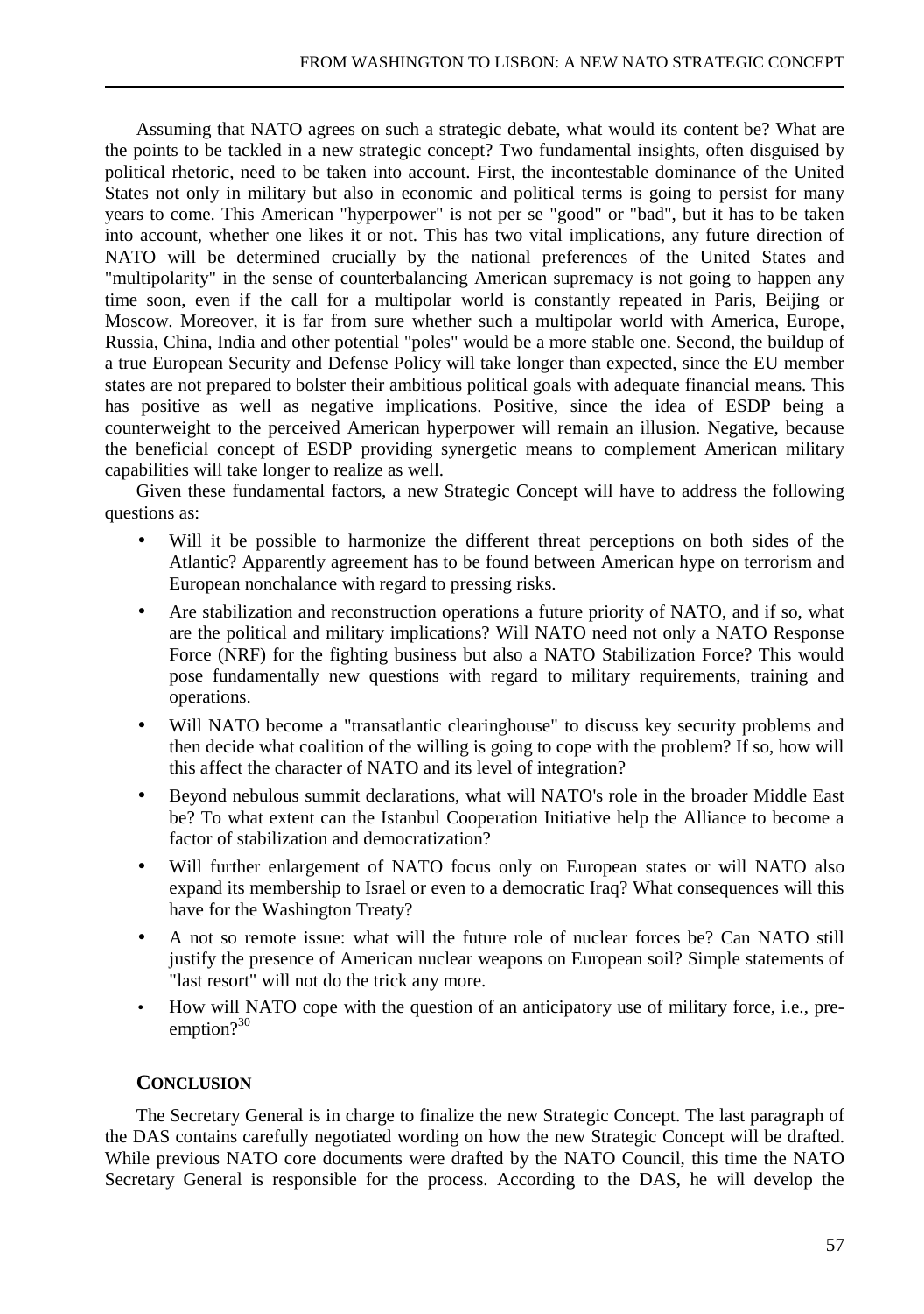Assuming that NATO agrees on such a strategic debate, what would its content be? What are the points to be tackled in a new strategic concept? Two fundamental insights, often disguised by political rhetoric, need to be taken into account. First, the incontestable dominance of the United States not only in military but also in economic and political terms is going to persist for many years to come. This American "hyperpower" is not per se "good" or "bad", but it has to be taken into account, whether one likes it or not. This has two vital implications, any future direction of NATO will be determined crucially by the national preferences of the United States and "multipolarity" in the sense of counterbalancing American supremacy is not going to happen any time soon, even if the call for a multipolar world is constantly repeated in Paris, Beijing or Moscow. Moreover, it is far from sure whether such a multipolar world with America, Europe, Russia, China, India and other potential "poles" would be a more stable one. Second, the buildup of a true European Security and Defense Policy will take longer than expected, since the EU member states are not prepared to bolster their ambitious political goals with adequate financial means. This has positive as well as negative implications. Positive, since the idea of ESDP being a counterweight to the perceived American hyperpower will remain an illusion. Negative, because the beneficial concept of ESDP providing synergetic means to complement American military capabilities will take longer to realize as well.

Given these fundamental factors, a new Strategic Concept will have to address the following questions as:

- Will it be possible to harmonize the different threat perceptions on both sides of the Atlantic? Apparently agreement has to be found between American hype on terrorism and European nonchalance with regard to pressing risks.
- Are stabilization and reconstruction operations a future priority of NATO, and if so, what are the political and military implications? Will NATO need not only a NATO Response Force (NRF) for the fighting business but also a NATO Stabilization Force? This would pose fundamentally new questions with regard to military requirements, training and operations.
- Will NATO become a "transatlantic clearinghouse" to discuss key security problems and then decide what coalition of the willing is going to cope with the problem? If so, how will this affect the character of NATO and its level of integration?
- Beyond nebulous summit declarations, what will NATO's role in the broader Middle East be? To what extent can the Istanbul Cooperation Initiative help the Alliance to become a factor of stabilization and democratization?
- Will further enlargement of NATO focus only on European states or will NATO also expand its membership to Israel or even to a democratic Iraq? What consequences will this have for the Washington Treaty?
- A not so remote issue: what will the future role of nuclear forces be? Can NATO still justify the presence of American nuclear weapons on European soil? Simple statements of "last resort" will not do the trick any more.
- How will NATO cope with the question of an anticipatory use of military force, i.e., pre-emption?[30]

## CONCLUSION

The Secretary General is in charge to finalize the new Strategic Concept. The last paragraph of the DAS contains carefully negotiated wording on how the new Strategic Concept will be drafted. While previous NATO core documents were drafted by the NATO Council, this time the NATO Secretary General is responsible for the process. According to the DAS, he will develop the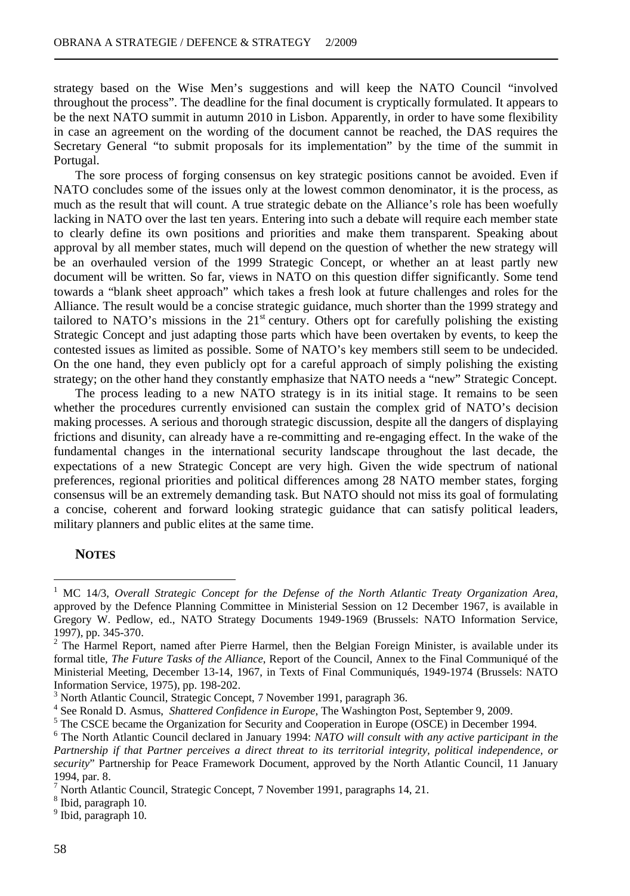strategy based on the Wise Men's suggestions and will keep the NATO Council "involved throughout the process". The deadline for the final document is cryptically formulated. It appears to be the next NATO summit in autumn 2010 in Lisbon. Apparently, in order to have some flexibility in case an agreement on the wording of the document cannot be reached, the DAS requires the Secretary General "to submit proposals for its implementation" by the time of the summit in Portugal.

The sore process of forging consensus on key strategic positions cannot be avoided. Even if NATO concludes some of the issues only at the lowest common denominator, it is the process, as much as the result that will count. A true strategic debate on the Alliance's role has been woefully lacking in NATO over the last ten years. Entering into such a debate will require each member state to clearly define its own positions and priorities and make them transparent. Speaking about approval by all member states, much will depend on the question of whether the new strategy will be an overhauled version of the 1999 Strategic Concept, or whether an at least partly new document will be written. So far, views in NATO on this question differ significantly. Some tend towards a "blank sheet approach" which takes a fresh look at future challenges and roles for the Alliance. The result would be a concise strategic guidance, much shorter than the 1999 strategy and tailored to NATO's missions in the 21st century. Others opt for carefully polishing the existing Strategic Concept and just adapting those parts which have been overtaken by events, to keep the contested issues as limited as possible. Some of NATO's key members still seem to be undecided. On the one hand, they even publicly opt for a careful approach of simply polishing the existing strategy; on the other hand they constantly emphasize that NATO needs a "new" Strategic Concept.

The process leading to a new NATO strategy is in its initial stage. It remains to be seen whether the procedures currently envisioned can sustain the complex grid of NATO's decision making processes. A serious and thorough strategic discussion, despite all the dangers of displaying frictions and disunity, can already have a re-committing and re-engaging effect. In the wake of the fundamental changes in the international security landscape throughout the last decade, the expectations of a new Strategic Concept are very high. Given the wide spectrum of national preferences, regional priorities and political differences among 28 NATO member states, forging consensus will be an extremely demanding task. But NATO should not miss its goal of formulating a concise, coherent and forward looking strategic guidance that can satisfy political leaders, military planners and public elites at the same time.

**NOTES**

[1] MC 14/3, *Overall Strategic Concept for the Defense of the North Atlantic Treaty Organization Area*, approved by the Defence Planning Committee in Ministerial Session on 12 December 1967, is available in Gregory W. Pedlow, ed., NATO Strategy Documents 1949-1969 (Brussels: NATO Information Service, 1997), pp. 345-370.

[2] The Harmel Report, named after Pierre Harmel, then the Belgian Foreign Minister, is available under its formal title, *The Future Tasks of the Alliance*, Report of the Council, Annex to the Final Communiqué of the Ministerial Meeting, December 13-14, 1967, in Texts of Final Communiqués, 1949-1974 (Brussels: NATO Information Service, 1975), pp. 198-202.

[3] North Atlantic Council, Strategic Concept, 7 November 1991, paragraph 36.

[4] See Ronald D. Asmus, *Shattered Confidence in Europe*, The Washington Post, September 9, 2009.

[5] The CSCE became the Organization for Security and Cooperation in Europe (OSCE) in December 1994.

[6] The North Atlantic Council declared in January 1994: *NATO will consult with any active participant in the Partnership if that Partner perceives a direct threat to its territorial integrity, political independence, or security*" Partnership for Peace Framework Document, approved by the North Atlantic Council, 11 January 1994, par. 8.

[7] North Atlantic Council, Strategic Concept, 7 November 1991, paragraphs 14, 21.

[8] Ibid, paragraph 10.

[9] Ibid, paragraph 10.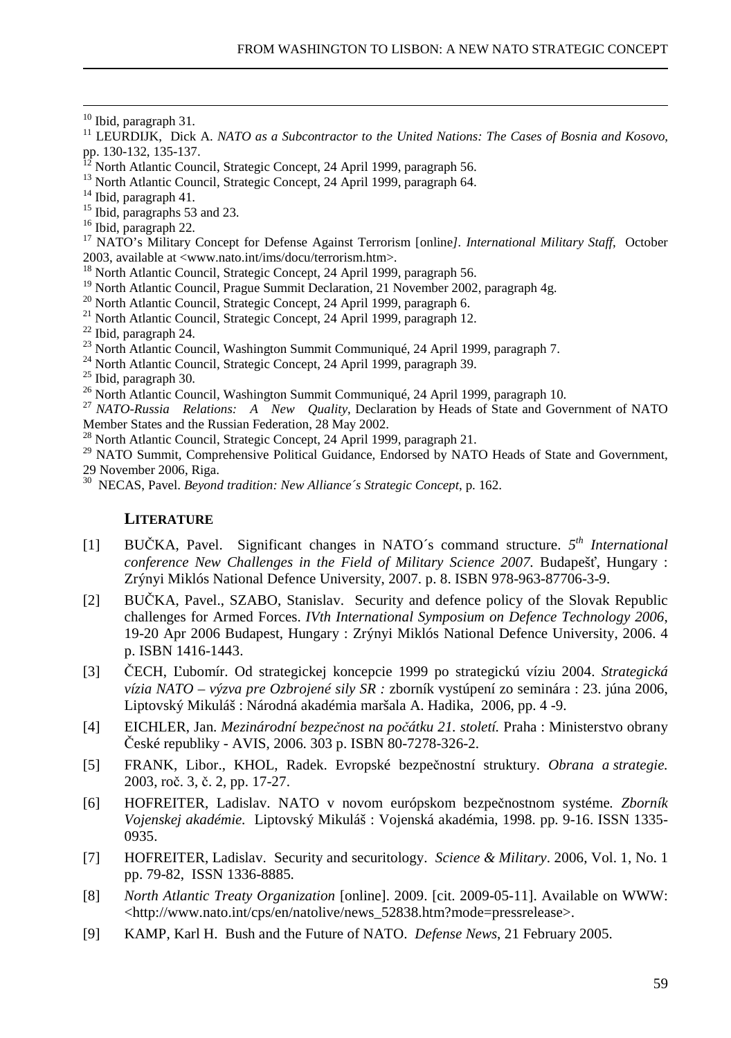[10] Ibid, paragraph 31.

[11] LEURDIJK, Dick A. *NATO as a Subcontractor to the United Nations: The Cases of Bosnia and Kosovo*, pp. 130-132, 135-137.

[12] North Atlantic Council, Strategic Concept, 24 April 1999, paragraph 56.

[13] North Atlantic Council, Strategic Concept, 24 April 1999, paragraph 64.

[14] Ibid, paragraph 41.

[15] Ibid, paragraphs 53 and 23.

[16] Ibid, paragraph 22.

[17] NATO's Military Concept for Defense Against Terrorism [online]. *International Military Staff*, October 2003, available at <www.nato.int/ims/docu/terrorism.htm>.

[18] North Atlantic Council, Strategic Concept, 24 April 1999, paragraph 56.

[19] North Atlantic Council, Prague Summit Declaration, 21 November 2002, paragraph 4g.

[20] North Atlantic Council, Strategic Concept, 24 April 1999, paragraph 6.

[21] North Atlantic Council, Strategic Concept, 24 April 1999, paragraph 12.

[22] Ibid, paragraph 24.

[23] North Atlantic Council, Washington Summit Communiqué, 24 April 1999, paragraph 7.

[24] North Atlantic Council, Strategic Concept, 24 April 1999, paragraph 39.

[25] Ibid, paragraph 30.

[26] North Atlantic Council, Washington Summit Communiqué, 24 April 1999, paragraph 10.

[27] *NATO-Russia Relations: A New Quality*, Declaration by Heads of State and Government of NATO Member States and the Russian Federation, 28 May 2002.

[28] North Atlantic Council, Strategic Concept, 24 April 1999, paragraph 21.

[29] NATO Summit, Comprehensive Political Guidance, Endorsed by NATO Heads of State and Government, 29 November 2006, Riga.

[30] NECAS, Pavel. *Beyond tradition: New Alliance´s Strategic Concept*, p. 162.

## LITERATURE

[1] BUČKA, Pavel. Significant changes in NATO´s command structure. *5th International conference New Challenges in the Field of Military Science 2007.* Budapešť, Hungary : Zrýnyi Miklós National Defence University, 2007. p. 8. ISBN 978-963-87706-3-9.

[2] BUČKA, Pavel., SZABO, Stanislav. Security and defence policy of the Slovak Republic challenges for Armed Forces. *IVth International Symposium on Defence Technology 2006*, 19-20 Apr 2006 Budapest, Hungary : Zrýnyi Miklós National Defence University, 2006. 4 p. ISBN 1416-1443.

[3] ČECH, Ľubomír. Od strategickej koncepcie 1999 po strategickú víziu 2004. *Strategická vízia NATO – výzva pre Ozbrojené sily SR :* zborník vystúpení zo seminára : 23. júna 2006, Liptovský Mikuláš : Národná akadémia maršala A. Hadika, 2006, pp. 4 -9.

[4] EICHLER, Jan. *Mezinárodní bezpečnost na počátku 21. století.* Praha : Ministerstvo obrany České republiky - AVIS, 2006. 303 p. ISBN 80-7278-326-2.

[5] FRANK, Libor., KHOL, Radek. Evropské bezpečnostní struktury. *Obrana a strategie.* 2003, roč. 3, č. 2, pp. 17-27.

[6] HOFREITER, Ladislav. NATO v novom európskom bezpečnostnom systéme. *Zborník Vojenskej akadémie.* Liptovský Mikuláš : Vojenská akadémia, 1998. pp. 9-16. ISSN 1335-0935.

[7] HOFREITER, Ladislav. Security and securitology. *Science & Military*. 2006, Vol. 1, No. 1 pp. 79-82, ISSN 1336-8885.

[8] *North Atlantic Treaty Organization* [online]. 2009. [cit. 2009-05-11]. Available on WWW: <http://www.nato.int/cps/en/natolive/news_52838.htm?mode=pressrelease>.

[9] KAMP, Karl H. Bush and the Future of NATO. *Defense News*, 21 February 2005.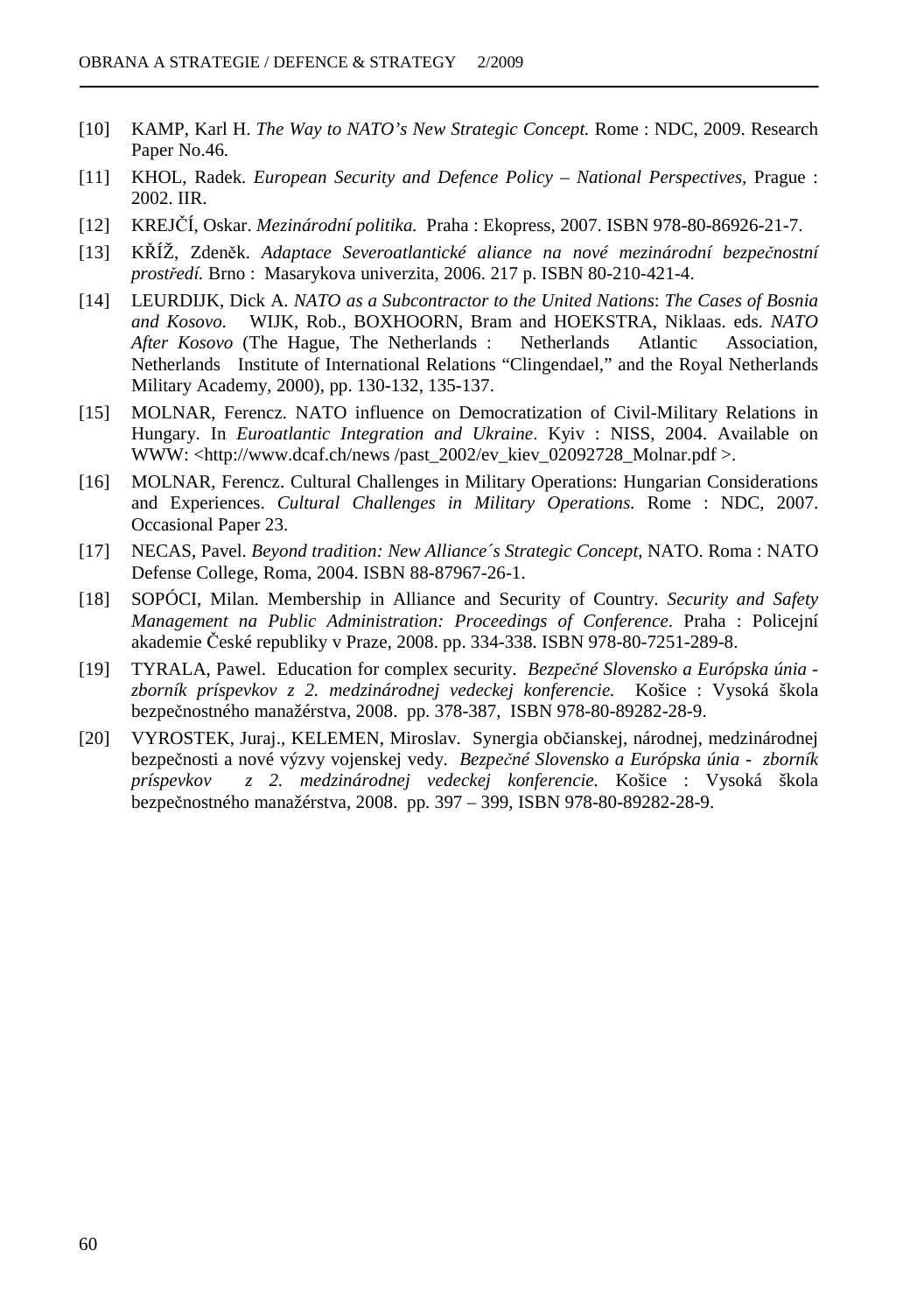[10] KAMP, Karl H. *The Way to NATO's New Strategic Concept.* Rome : NDC, 2009. Research Paper No.46.

[11] KHOL, Radek. *European Security and Defence Policy – National Perspectives,* Prague : 2002. IIR.

[12] KREJČÍ, Oskar. *Mezinárodní politika.* Praha : Ekopress, 2007. ISBN 978-80-86926-21-7.

[13] KŘÍŽ, Zdeněk. *Adaptace Severoatlantické aliance na nové mezinárodní bezpečnostní prostředí.* Brno : Masarykova univerzita, 2006. 217 p. ISBN 80-210-421-4.

[14] LEURDIJK, Dick A. *NATO as a Subcontractor to the United Nations*: *The Cases of Bosnia and Kosovo.* WIJK, Rob., BOXHOORN, Bram and HOEKSTRA, Niklaas. eds. *NATO After Kosovo* (The Hague, The Netherlands : Netherlands Atlantic Association, Netherlands Institute of International Relations "Clingendael," and the Royal Netherlands Military Academy, 2000), pp. 130-132, 135-137.

[15] MOLNAR, Ferencz. NATO influence on Democratization of Civil-Military Relations in Hungary. In *Euroatlantic Integration and Ukraine*. Kyiv : NISS, 2004. Available on WWW: <http://www.dcaf.ch/news /past_2002/ev_kiev_02092728_Molnar.pdf >.

[16] MOLNAR, Ferencz. Cultural Challenges in Military Operations: Hungarian Considerations and Experiences. *Cultural Challenges in Military Operations.* Rome : NDC, 2007. Occasional Paper 23.

[17] NECAS, Pavel. *Beyond tradition: New Alliance´s Strategic Concept*, NATO. Roma : NATO Defense College, Roma, 2004. ISBN 88-87967-26-1.

[18] SOPÓCI, Milan. Membership in Alliance and Security of Country. *Security and Safety Management na Public Administration: Proceedings of Conference*. Praha : Policejní akademie České republiky v Praze, 2008. pp. 334-338. ISBN 978-80-7251-289-8.

[19] TYRALA, Pawel. Education for complex security. *Bezpečné Slovensko a Európska únia - zborník príspevkov z 2. medzinárodnej vedeckej konferencie.* Košice : Vysoká škola bezpečnostného manažérstva, 2008. pp. 378-387, ISBN 978-80-89282-28-9.

[20] VYROSTEK, Juraj., KELEMEN, Miroslav. Synergia občianskej, národnej, medzinárodnej bezpečnosti a nové výzvy vojenskej vedy. *Bezpečné Slovensko a Európska únia - zborník príspevkov z 2. medzinárodnej vedeckej konferencie*. Košice : Vysoká škola bezpečnostného manažérstva, 2008. pp. 397 – 399, ISBN 978-80-89282-28-9.